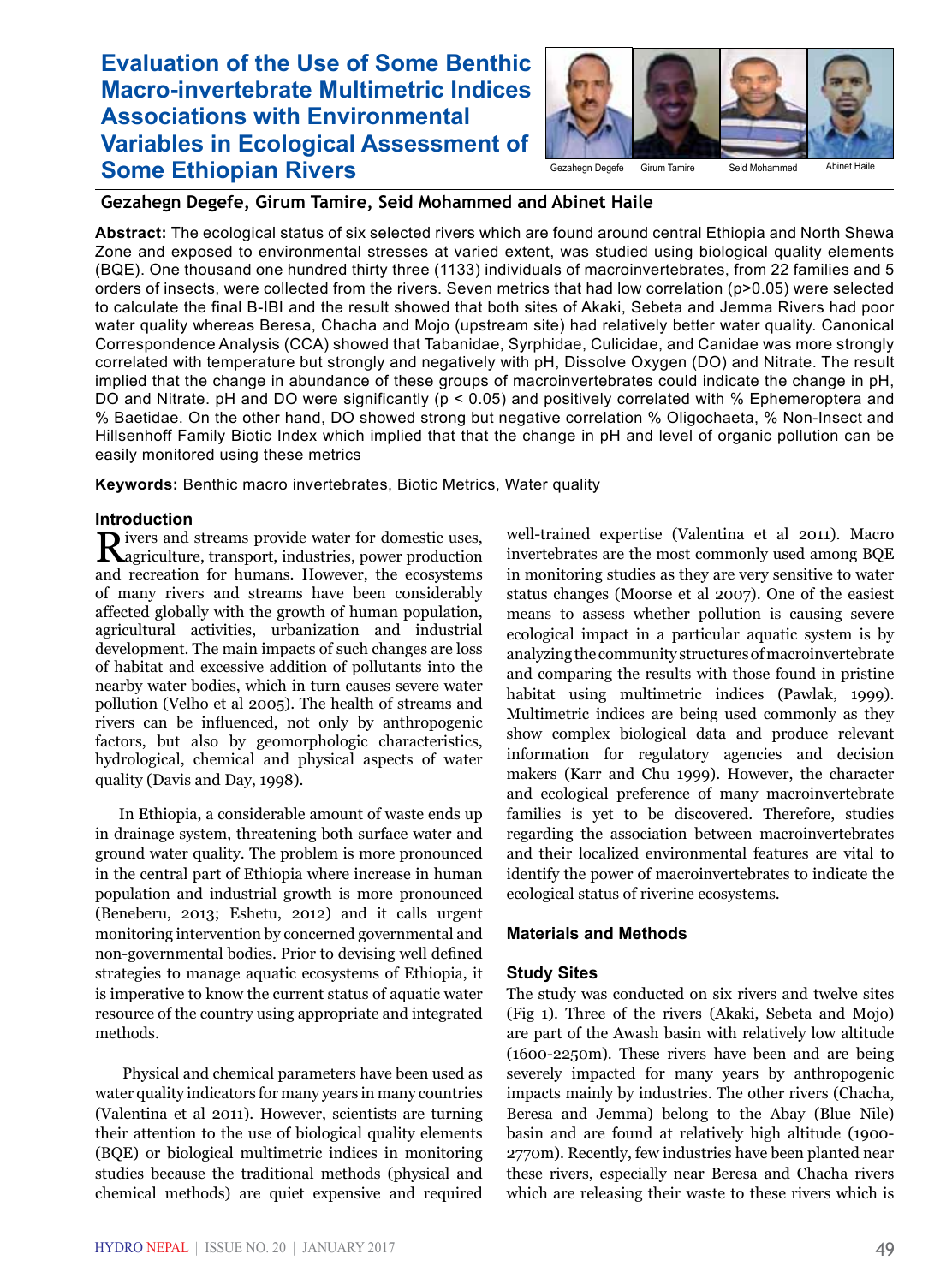# Evaluation of the Use of Some Benthic Macro-invertebrate Multimetric Indices Associations with Environmental Variables in Ecological Assessment of Some Ethiopian Rivers

Gezahegn Degefe Girum Tamire Seid Mohammed Abinet Haile

**Gezahegn Degefe, Girum Tamire, Seid Mohammed and Abinet Haile**

**Abstract:** The ecological status of six selected rivers which are found around central Ethiopia and North Shewa Zone and exposed to environmental stresses at varied extent, was studied using biological quality elements (BQE). One thousand one hundred thirty three (1133) individuals of macroinvertebrates, from 22 families and 5 orders of insects, were collected from the rivers. Seven metrics that had low correlation ($p > 0.05$) were selected to calculate the final B-IBI and the result showed that both sites of Akaki, Sebeta and Jemma Rivers had poor water quality whereas Beresa, Chacha and Mojo (upstream site) had relatively better water quality. Canonical Correspondence Analysis (CCA) showed that Tabanidae, Syrphidae, Culicidae, and Canidae was more strongly correlated with temperature but strongly and negatively with pH, Dissolve Oxygen (DO) and Nitrate. The result implied that the change in abundance of these groups of macroinvertebrates could indicate the change in pH, DO and Nitrate. pH and DO were significantly ($p < 0.05$) and positively correlated with % Ephemeroptera and % Baetidae. On the other hand, DO showed strong but negative correlation % Oligochaeta, % Non-Insect and Hillsenhoff Family Biotic Index which implied that that the change in pH and level of organic pollution can be easily monitored using these metrics

**Keywords:** Benthic macro invertebrates, Biotic Metrics, Water quality

## Introduction

Rivers and streams provide water for domestic uses, agriculture, transport, industries, power production and recreation for humans. However, the ecosystems of many rivers and streams have been considerably affected globally with the growth of human population, agricultural activities, urbanization and industrial development. The main impacts of such changes are loss of habitat and excessive addition of pollutants into the nearby water bodies, which in turn causes severe water pollution (Velho et al 2005). The health of streams and rivers can be influenced, not only by anthropogenic factors, but also by geomorphologic characteristics, hydrological, chemical and physical aspects of water quality (Davis and Day, 1998).

In Ethiopia, a considerable amount of waste ends up in drainage system, threatening both surface water and ground water quality. The problem is more pronounced in the central part of Ethiopia where increase in human population and industrial growth is more pronounced (Beneberu, 2013; Eshetu, 2012) and it calls urgent monitoring intervention by concerned governmental and non-governmental bodies. Prior to devising well defined strategies to manage aquatic ecosystems of Ethiopia, it is imperative to know the current status of aquatic water resource of the country using appropriate and integrated methods.

Physical and chemical parameters have been used as water quality indicators for many years in many countries (Valentina et al 2011). However, scientists are turning their attention to the use of biological quality elements (BQE) or biological multimetric indices in monitoring studies because the traditional methods (physical and chemical methods) are quiet expensive and required well-trained expertise (Valentina et al 2011). Macro invertebrates are the most commonly used among BQE in monitoring studies as they are very sensitive to water status changes (Moorse et al 2007). One of the easiest means to assess whether pollution is causing severe ecological impact in a particular aquatic system is by analyzing the community structures of macroinvertebrate and comparing the results with those found in pristine habitat using multimetric indices (Pawlak, 1999). Multimetric indices are being used commonly as they show complex biological data and produce relevant information for regulatory agencies and decision makers (Karr and Chu 1999). However, the character and ecological preference of many macroinvertebrate families is yet to be discovered. Therefore, studies regarding the association between macroinvertebrates and their localized environmental features are vital to identify the power of macroinvertebrates to indicate the ecological status of riverine ecosystems.

## Materials and Methods

### Study Sites

The study was conducted on six rivers and twelve sites (Fig 1). Three of the rivers (Akaki, Sebeta and Mojo) are part of the Awash basin with relatively low altitude (1600-2250m). These rivers have been and are being severely impacted for many years by anthropogenic impacts mainly by industries. The other rivers (Chacha, Beresa and Jemma) belong to the Abay (Blue Nile) basin and are found at relatively high altitude (1900-2770m). Recently, few industries have been planted near these rivers, especially near Beresa and Chacha rivers which are releasing their waste to these rivers which is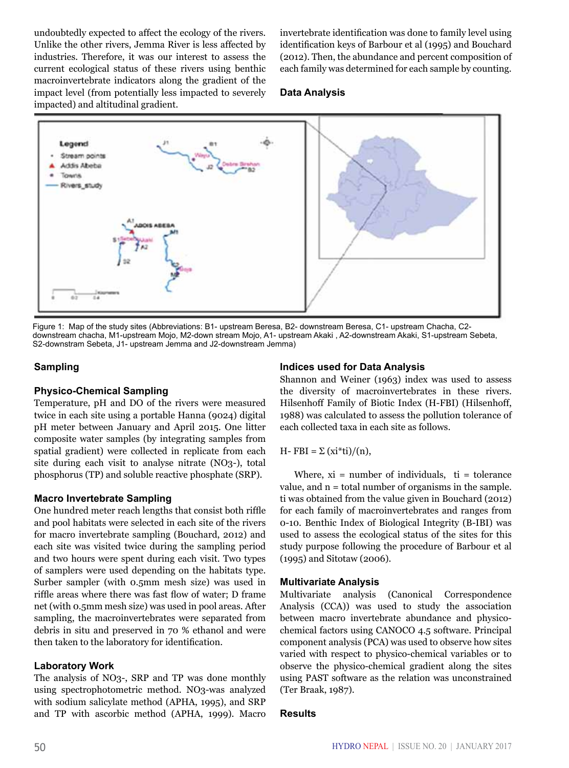undoubtedly expected to affect the ecology of the rivers. Unlike the other rivers, Jemma River is less affected by industries. Therefore, it was our interest to assess the current ecological status of these rivers using benthic macroinvertebrate indicators along the gradient of the impact level (from potentially less impacted to severely impacted) and altitudinal gradient.

Figure 1: Map of the study sites (Abbreviations: B1- upstream Beresa, B2- downstream Beresa, C1- upstream Chacha, C2- downstream chacha, M1-upstream Mojo, M2-down stream Mojo, A1- upstream Akaki , A2-downstream Akaki, S1-upstream Sebeta, S2-downstram Sebeta, J1- upstream Jemma and J2-downstream Jemma)

## Sampling

### Physico-Chemical Sampling

Temperature, pH and DO of the rivers were measured twice in each site using a portable Hanna (9024) digital pH meter between January and April 2015. One litter composite water samples (by integrating samples from spatial gradient) were collected in replicate from each site during each visit to analyse nitrate ($NO_3^-$), total phosphorus (TP) and soluble reactive phosphate (SRP).

### Macro Invertebrate Sampling

One hundred meter reach lengths that consist both riffle and pool habitats were selected in each site of the rivers for macro invertebrate sampling (Bouchard, 2012) and each site was visited twice during the sampling period and two hours were spent during each visit. Two types of samplers were used depending on the habitats type. Surber sampler (with 0.5mm mesh size) was used in riffle areas where there was fast flow of water; D frame net (with 0.5mm mesh size) was used in pool areas. After sampling, the macroinvertebrates were separated from debris in situ and preserved in 70 % ethanol and were then taken to the laboratory for identification.

### Laboratory Work

The analysis of $NO_3^-$, SRP and TP was done monthly using spectrophotometric method. $NO_3^-$was analyzed with sodium salicylate method (APHA, 1995), and SRP and TP with ascorbic method (APHA, 1999). Macro invertebrate identification was done to family level using identification keys of Barbour et al (1995) and Bouchard (2012). Then, the abundance and percent composition of each family was determined for each sample by counting.

## Data Analysis

### Indices used for Data Analysis

Shannon and Weiner (1963) index was used to assess the diversity of macroinvertebrates in these rivers. Hilsenhoff Family of Biotic Index (H-FBI) (Hilsenhoff, 1988) was calculated to assess the pollution tolerance of each collected taxa in each site as follows.

$$\text{H- FBI} = \Sigma\,(x_i * t_i)/(n),$$

Where, $x_i$ = number of individuals, $t_i$ = tolerance value, and n = total number of organisms in the sample. $t_i$ was obtained from the value given in Bouchard (2012) for each family of macroinvertebrates and ranges from 0-10. Benthic Index of Biological Integrity (B-IBI) was used to assess the ecological status of the sites for this study purpose following the procedure of Barbour et al (1995) and Sitotaw (2006).

### Multivariate Analysis

Multivariate analysis (Canonical Correspondence Analysis (CCA)) was used to study the association between macro invertebrate abundance and physico-chemical factors using CANOCO 4.5 software. Principal component analysis (PCA) was used to observe how sites varied with respect to physico-chemical variables or to observe the physico-chemical gradient along the sites using PAST software as the relation was unconstrained (Ter Braak, 1987).

## Results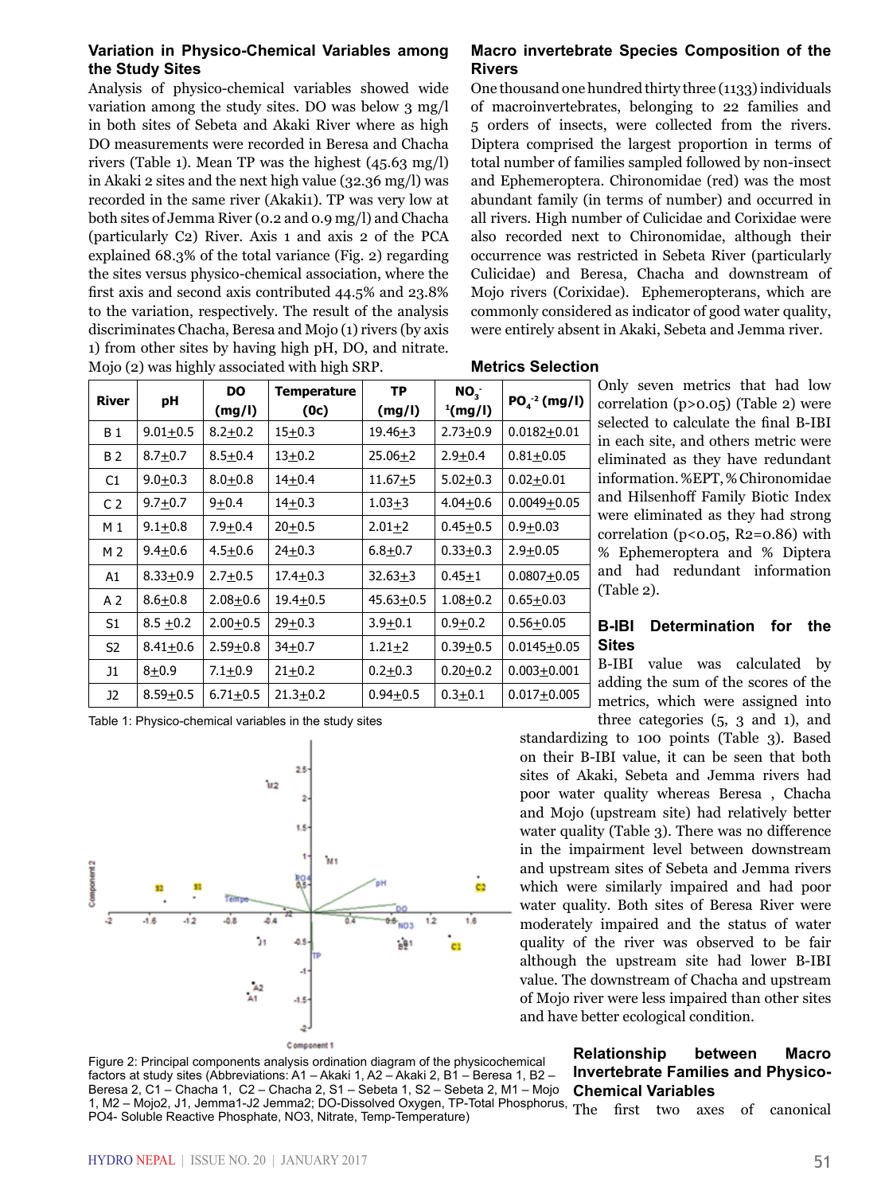### Variation in Physico-Chemical Variables among the Study Sites

Analysis of physico-chemical variables showed wide variation among the study sites. DO was below 3 mg/l in both sites of Sebeta and Akaki River where as high DO measurements were recorded in Beresa and Chacha rivers (Table 1). Mean TP was the highest (45.63 mg/l) in Akaki 2 sites and the next high value (32.36 mg/l) was recorded in the same river (Akaki1). TP was very low at both sites of Jemma River (0.2 and 0.9 mg/l) and Chacha (particularly C2) River. Axis 1 and axis 2 of the PCA explained 68.3% of the total variance (Fig. 2) regarding the sites versus physico-chemical association, where the first axis and second axis contributed 44.5% and 23.8% to the variation, respectively. The result of the analysis discriminates Chacha, Beresa and Mojo (1) rivers (by axis 1) from other sites by having high pH, DO, and nitrate. Mojo (2) was highly associated with high SRP.

| River | pH | DO (mg/l) | Temperature (0c) | TP (mg/l) | $NO_3^-$ (mg/l) | $PO_4^{-2}$ (mg/l) |
|---|---|---|---|---|---|---|
| B 1 | 9.01±0.5 | 8.2±0.2 | 15±0.3 | 19.46±3 | 2.73±0.9 | 0.0182±0.01 |
| B 2 | 8.7±0.7 | 8.5±0.4 | 13±0.2 | 25.06±2 | 2.9±0.4 | 0.81±0.05 |
| C1 | 9.0±0.3 | 8.0±0.8 | 14±0.4 | 11.67±5 | 5.02±0.3 | 0.02±0.01 |
| C 2 | 9.7±0.7 | 9±0.4 | 14±0.3 | 1.03±3 | 4.04±0.6 | 0.0049±0.05 |
| M 1 | 9.1±0.8 | 7.9±0.4 | 20±0.5 | 2.01±2 | 0.45±0.5 | 0.9±0.03 |
| M 2 | 9.4±0.6 | 4.5±0.6 | 24±0.3 | 6.8±0.7 | 0.33±0.3 | 2.9±0.05 |
| A1 | 8.33±0.9 | 2.7±0.5 | 17.4±0.3 | 32.63±3 | 0.45±1 | 0.0807±0.05 |
| A 2 | 8.6±0.8 | 2.08±0.6 | 19.4±0.5 | 45.63±0.5 | 1.08±0.2 | 0.65±0.03 |
| S1 | 8.5 ±0.2 | 2.00±0.5 | 29±0.3 | 3.9±0.1 | 0.9±0.2 | 0.56±0.05 |
| S2 | 8.41±0.6 | 2.59±0.8 | 34±0.7 | 1.21±2 | 0.39±0.5 | 0.0145±0.05 |
| J1 | 8±0.9 | 7.1±0.9 | 21±0.2 | 0.2±0.3 | 0.20±0.2 | 0.003±0.001 |
| J2 | 8.59±0.5 | 6.71±0.5 | 21.3±0.2 | 0.94±0.5 | 0.3±0.1 | 0.017±0.005 |

Table 1: Physico-chemical variables in the study sites

Figure 2: Principal components analysis ordination diagram of the physicochemical factors at study sites (Abbreviations: A1 – Akaki 1, A2 – Akaki 2, B1 – Beresa 1, B2 – Beresa 2, C1 – Chacha 1, C2 – Chacha 2, S1 – Sebeta 1, S2 – Sebeta 2, M1 – Mojo 1, M2 – Mojo2, J1, Jemma1-J2 Jemma2; DO-Dissolved Oxygen, TP-Total Phosphorus, PO4- Soluble Reactive Phosphate, NO3, Nitrate, Temp-Temperature)

### Macro invertebrate Species Composition of the Rivers

One thousand one hundred thirty three (1133) individuals of macroinvertebrates, belonging to 22 families and 5 orders of insects, were collected from the rivers. Diptera comprised the largest proportion in terms of total number of families sampled followed by non-insect and Ephemeroptera. Chironomidae (red) was the most abundant family (in terms of number) and occurred in all rivers. High number of Culicidae and Corixidae were also recorded next to Chironomidae, although their occurrence was restricted in Sebeta River (particularly Culicidae) and Beresa, Chacha and downstream of Mojo rivers (Corixidae). Ephemeropterans, which are commonly considered as indicator of good water quality, were entirely absent in Akaki, Sebeta and Jemma river.

### Metrics Selection

Only seven metrics that had low correlation ($p>0.05$) (Table 2) were selected to calculate the final B-IBI in each site, and others metric were eliminated as they have redundant information. %EPT, %Chironomidae and Hilsenhoff Family Biotic Index were eliminated as they had strong correlation ($p<0.05$, $R^2=0.86$) with % Ephemeroptera and % Diptera and had redundant information (Table 2).

### B-IBI Determination for the Sites

B-IBI value was calculated by adding the sum of the scores of the metrics, which were assigned into three categories (5, 3 and 1), and standardizing to 100 points (Table 3). Based on their B-IBI value, it can be seen that both sites of Akaki, Sebeta and Jemma rivers had poor water quality whereas Beresa , Chacha and Mojo (upstream site) had relatively better water quality (Table 3). There was no difference in the impairment level between downstream and upstream sites of Sebeta and Jemma rivers which were similarly impaired and had poor water quality. Both sites of Beresa River were moderately impaired and the status of water quality of the river was observed to be fair although the upstream site had lower B-IBI value. The downstream of Chacha and upstream of Mojo river were less impaired than other sites and have better ecological condition.

### Relationship between Macro Invertebrate Families and Physico-Chemical Variables

The first two axes of canonical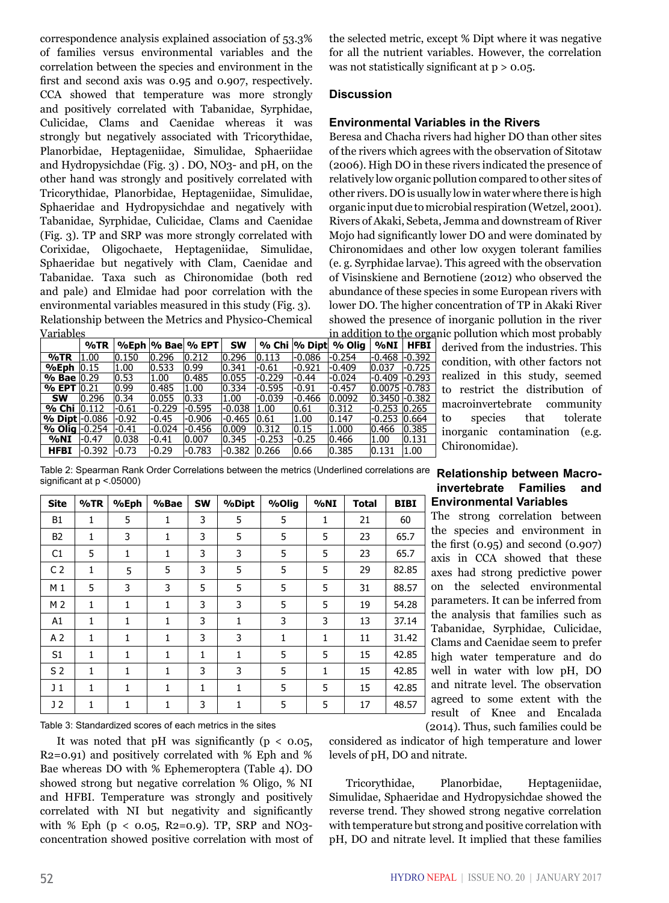correspondence analysis explained association of 53.3% of families versus environmental variables and the correlation between the species and environment in the first and second axis was 0.95 and 0.907, respectively. CCA showed that temperature was more strongly and positively correlated with Tabanidae, Syrphidae, Culicidae, Clams and Caenidae whereas it was strongly but negatively associated with Tricorythidae, Planorbidae, Heptageniidae, Simulidae, Sphaeriidae and Hydropysichdae (Fig. 3) . DO, NO3- and pH, on the other hand was strongly and positively correlated with Tricorythidae, Planorbidae, Heptageniidae, Simulidae, Sphaeridae and Hydropysichdae and negatively with Tabanidae, Syrphidae, Culicidae, Clams and Caenidae (Fig. 3). TP and SRP was more strongly correlated with Corixidae, Oligochaete, Heptageniidae, Simulidae, Sphaeridae but negatively with Clam, Caenidae and Tabanidae. Taxa such as Chironomidae (both red and pale) and Elmidae had poor correlation with the environmental variables measured in this study (Fig. 3).

Relationship between the Metrics and Physico-Chemical Variables

|  | %TR | %Eph | % Bae | % EPT | SW | % Chi | % Dipt | % Olig | %NI | HFBI |
|---|---|---|---|---|---|---|---|---|---|---|
| %TR | 1.00 | 0.150 | 0.296 | 0.212 | 0.296 | 0.113 | -0.086 | -0.254 | -0.468 | -0.392 |
| %Eph | 0.15 | 1.00 | 0.533 | 0.99 | 0.341 | -0.61 | -0.921 | -0.409 | 0.037 | -0.725 |
| % Bae | 0.29 | 0.53 | 1.00 | 0.485 | 0.055 | -0.229 | -0.44 | -0.024 | -0.409 | -0.293 |
| % EPT | 0.21 | 0.99 | 0.485 | 1.00 | 0.334 | -0.595 | -0.91 | -0.457 | 0.0075 | -0.783 |
| SW | 0.296 | 0.34 | 0.055 | 0.33 | 1.00 | -0.039 | -0.466 | 0.0092 | 0.3450 | -0.382 |
| % Chi | 0.112 | -0.61 | -0.229 | -0.595 | -0.038 | 1.00 | 0.61 | 0.312 | -0.253 | 0.265 |
| % Dipt | -0.086 | -0.92 | -0.45 | -0.906 | -0.465 | 0.61 | 1.00 | 0.147 | -0.253 | 0.664 |
| % Olig | -0.254 | -0.41 | -0.024 | -0.456 | 0.009 | 0.312 | 0.15 | 1.000 | 0.466 | 0.385 |
| %NI | -0.47 | 0.038 | -0.41 | 0.007 | 0.345 | -0.253 | -0.25 | 0.466 | 1.00 | 0.131 |
| HFBI | -0.392 | -0.73 | -0.29 | -0.783 | -0.382 | 0.266 | 0.66 | 0.385 | 0.131 | 1.00 |

Table 2: Spearman Rank Order Correlations between the metrics (Underlined correlations are significant at $p < .05000$)

| Site | %TR | %Eph | %Bae | SW | %Dipt | %Olig | %NI | Total | BIBI |
|---|---|---|---|---|---|---|---|---|---|
| B1 | 1 | 5 | 1 | 3 | 5 | 5 | 1 | 21 | 60 |
| B2 | 1 | 3 | 1 | 3 | 5 | 5 | 5 | 23 | 65.7 |
| C1 | 5 | 1 | 1 | 3 | 3 | 5 | 5 | 23 | 65.7 |
| C 2 | 1 | 5 | 5 | 3 | 5 | 5 | 5 | 29 | 82.85 |
| M 1 | 5 | 3 | 3 | 5 | 5 | 5 | 5 | 31 | 88.57 |
| M 2 | 1 | 1 | 1 | 3 | 3 | 5 | 5 | 19 | 54.28 |
| A1 | 1 | 1 | 1 | 3 | 1 | 3 | 3 | 13 | 37.14 |
| A 2 | 1 | 1 | 1 | 3 | 3 | 1 | 1 | 11 | 31.42 |
| S1 | 1 | 1 | 1 | 1 | 1 | 5 | 5 | 15 | 42.85 |
| S 2 | 1 | 1 | 1 | 3 | 3 | 5 | 1 | 15 | 42.85 |
| J 1 | 1 | 1 | 1 | 1 | 1 | 5 | 5 | 15 | 42.85 |
| J 2 | 1 | 1 | 1 | 3 | 1 | 5 | 5 | 17 | 48.57 |

Table 3: Standardized scores of each metrics in the sites

It was noted that pH was significantly ($p < 0.05$, $R2=0.91$) and positively correlated with % Eph and % Bae whereas DO with % Ephemeroptera (Table 4). DO showed strong but negative correlation % Oligo, % NI and HFBI. Temperature was strongly and positively correlated with NI but negativity and significantly with % Eph ($p < 0.05$, $R2=0.9$). TP, SRP and NO3- concentration showed positive correlation with most of the selected metric, except % Dipt where it was negative for all the nutrient variables. However, the correlation was not statistically significant at $p > 0.05$.

## Discussion

### Environmental Variables in the Rivers

Beresa and Chacha rivers had higher DO than other sites of the rivers which agrees with the observation of Sitotaw (2006). High DO in these rivers indicated the presence of relatively low organic pollution compared to other sites of other rivers. DO is usually low in water where there is high organic input due to microbial respiration (Wetzel, 2001). Rivers of Akaki, Sebeta, Jemma and downstream of River Mojo had significantly lower DO and were dominated by Chironomidaes and other low oxygen tolerant families (e. g. Syrphidae larvae). This agreed with the observation of Visinskiene and Bernotiene (2012) who observed the abundance of these species in some European rivers with lower DO. The higher concentration of TP in Akaki River showed the presence of inorganic pollution in the river in addition to the organic pollution which most probably derived from the industries. This condition, with other factors not realized in this study, seemed to restrict the distribution of macroinvertebrate community to species that tolerate inorganic contamination (e.g. Chironomidae).

### Relationship between Macro-invertebrate Families and Environmental Variables

The strong correlation between the species and environment in the first (0.95) and second (0.907) axis in CCA showed that these axes had strong predictive power on the selected environmental parameters. It can be inferred from the analysis that families such as Tabanidae, Syrphidae, Culicidae, Clams and Caenidae seem to prefer high water temperature and do well in water with low pH, DO and nitrate level. The observation agreed to some extent with the result of Knee and Encalada (2014). Thus, such families could be considered as indicator of high temperature and lower levels of pH, DO and nitrate.

Tricorythidae, Planorbidae, Heptageniidae, Simulidae, Sphaeridae and Hydropysichdae showed the reverse trend. They showed strong negative correlation with temperature but strong and positive correlation with pH, DO and nitrate level. It implied that these families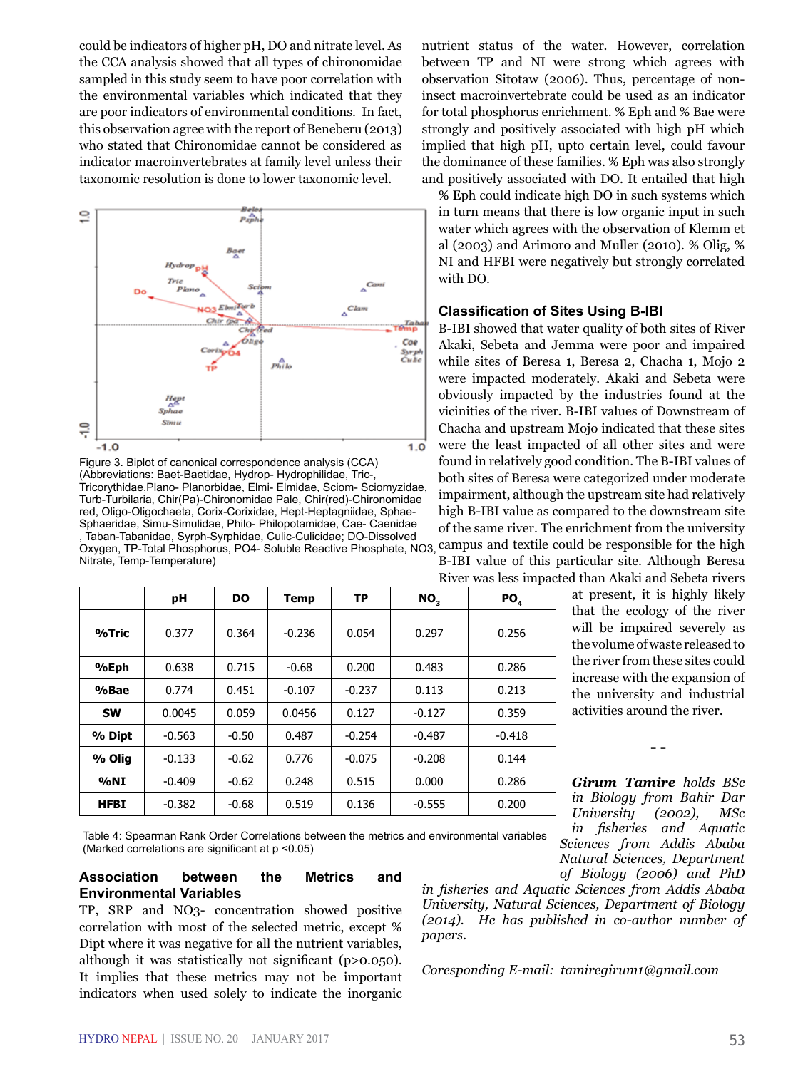could be indicators of higher pH, DO and nitrate level. As the CCA analysis showed that all types of chironomidae sampled in this study seem to have poor correlation with the environmental variables which indicated that they are poor indicators of environmental conditions. In fact, this observation agree with the report of Beneberu (2013) who stated that Chironomidae cannot be considered as indicator macroinvertebrates at family level unless their taxonomic resolution is done to lower taxonomic level.

Figure 3. Biplot of canonical correspondence analysis (CCA) (Abbreviations: Baet-Baetidae, Hydrop- Hydrophilidae, Tric-, Tricorythidae,Plano- Planorbidae, Elmi- Elmidae, Sciom- Sciomyzidae, Turb-Turbilaria, Chir(Pa)-Chironomidae Pale, Chir(red)-Chironomidae red, Oligo-Oligochaeta, Corix-Corixidae, Hept-Heptagniidae, Sphae-Sphaeridae, Simu-Simulidae, Philo- Philopotamidae, Cae- Caenidae , Taban-Tabanidae, Syrph-Syrphidae, Culic-Culicidae; DO-Dissolved Oxygen, TP-Total Phosphorus, PO4- Soluble Reactive Phosphate, NO3, Nitrate, Temp-Temperature)

| | pH | DO | Temp | TP | $NO_3$ | $PO_4$ |
|---|---|---|---|---|---|---|
| %Tric | 0.377 | 0.364 | -0.236 | 0.054 | 0.297 | 0.256 |
| %Eph | 0.638 | 0.715 | -0.68 | 0.200 | 0.483 | 0.286 |
| %Bae | 0.774 | 0.451 | -0.107 | -0.237 | 0.113 | 0.213 |
| SW | 0.0045 | 0.059 | 0.0456 | 0.127 | -0.127 | 0.359 |
| % Dipt | -0.563 | -0.50 | 0.487 | -0.254 | -0.487 | -0.418 |
| % Olig | -0.133 | -0.62 | 0.776 | -0.075 | -0.208 | 0.144 |
| %NI | -0.409 | -0.62 | 0.248 | 0.515 | 0.000 | 0.286 |
| HFBI | -0.382 | -0.68 | 0.519 | 0.136 | -0.555 | 0.200 |

Table 4: Spearman Rank Order Correlations between the metrics and environmental variables (Marked correlations are significant at $p < 0.05$)

## Association between the Metrics and Environmental Variables

TP, SRP and NO3- concentration showed positive correlation with most of the selected metric, except % Dipt where it was negative for all the nutrient variables, although it was statistically not significant ($p > 0.050$). It implies that these metrics may not be important indicators when used solely to indicate the inorganic nutrient status of the water. However, correlation between TP and NI were strong which agrees with observation Sitotaw (2006). Thus, percentage of non-insect macroinvertebrate could be used as an indicator for total phosphorus enrichment. % Eph and % Bae were strongly and positively associated with high pH which implied that high pH, upto certain level, could favour the dominance of these families. % Eph was also strongly and positively associated with DO. It entailed that high % Eph could indicate high DO in such systems which in turn means that there is low organic input in such water which agrees with the observation of Klemm et al (2003) and Arimoro and Muller (2010). % Olig, % NI and HFBI were negatively but strongly correlated with DO.

## Classification of Sites Using B-IBI

B-IBI showed that water quality of both sites of River Akaki, Sebeta and Jemma were poor and impaired while sites of Beresa 1, Beresa 2, Chacha 1, Mojo 2 were impacted moderately. Akaki and Sebeta were obviously impacted by the industries found at the vicinities of the river. B-IBI values of Downstream of Chacha and upstream Mojo indicated that these sites were the least impacted of all other sites and were found in relatively good condition. The B-IBI values of both sites of Beresa were categorized under moderate impairment, although the upstream site had relatively high B-IBI value as compared to the downstream site of the same river. The enrichment from the university campus and textile could be responsible for the high B-IBI value of this particular site. Although Beresa River was less impacted than Akaki and Sebeta rivers at present, it is highly likely that the ecology of the river will be impaired severely as the volume of waste released to the river from these sites could increase with the expansion of the university and industrial activities around the river.

\- -

*Girum Tamire holds BSc in Biology from Bahir Dar University (2002), MSc in fisheries and Aquatic Sciences from Addis Ababa Natural Sciences, Department of Biology (2006) and PhD in fisheries and Aquatic Sciences from Addis Ababa University, Natural Sciences, Department of Biology (2014). He has published in co-author number of papers.*

*Coresponding E-mail: tamiregirum1@gmail.com*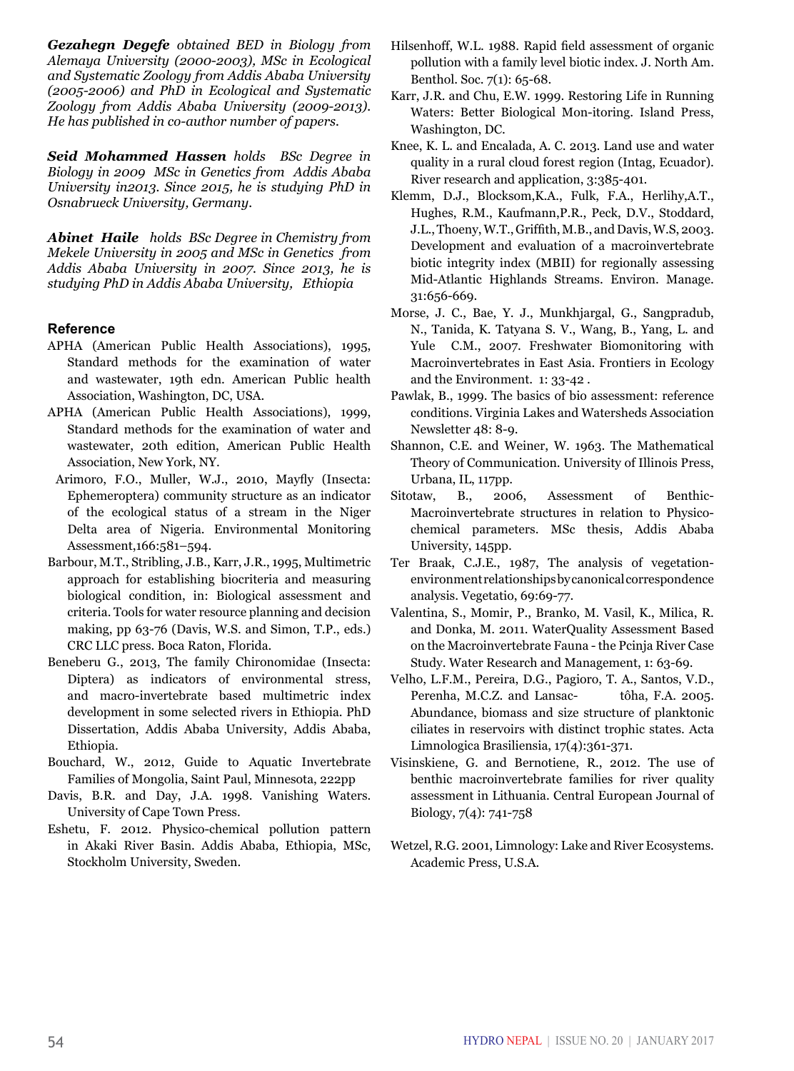***Gezahegn Degefe** obtained BED in Biology from Alemaya University (2000-2003), MSc in Ecological and Systematic Zoology from Addis Ababa University (2005-2006) and PhD in Ecological and Systematic Zoology from Addis Ababa University (2009-2013). He has published in co-author number of papers.*

***Seid Mohammed Hassen** holds BSc Degree in Biology in 2009 MSc in Genetics from Addis Ababa University in2013. Since 2015, he is studying PhD in Osnabrueck University, Germany.*

***Abinet Haile** holds BSc Degree in Chemistry from Mekele University in 2005 and MSc in Genetics from Addis Ababa University in 2007. Since 2013, he is studying PhD in Addis Ababa University, Ethiopia*

## Reference

APHA (American Public Health Associations), 1995, Standard methods for the examination of water and wastewater, 19th edn. American Public health Association, Washington, DC, USA.

APHA (American Public Health Associations), 1999, Standard methods for the examination of water and wastewater, 20th edition, American Public Health Association, New York, NY.

Arimoro, F.O., Muller, W.J., 2010, Mayfly (Insecta: Ephemeroptera) community structure as an indicator of the ecological status of a stream in the Niger Delta area of Nigeria. Environmental Monitoring Assessment,166:581–594.

Barbour, M.T., Stribling, J.B., Karr, J.R., 1995, Multimetric approach for establishing biocriteria and measuring biological condition, in: Biological assessment and criteria. Tools for water resource planning and decision making, pp 63-76 (Davis, W.S. and Simon, T.P., eds.) CRC LLC press. Boca Raton, Florida.

Beneberu G., 2013, The family Chironomidae (Insecta: Diptera) as indicators of environmental stress, and macro-invertebrate based multimetric index development in some selected rivers in Ethiopia. PhD Dissertation, Addis Ababa University, Addis Ababa, Ethiopia.

Bouchard, W., 2012, Guide to Aquatic Invertebrate Families of Mongolia, Saint Paul, Minnesota, 222pp

Davis, B.R. and Day, J.A. 1998. Vanishing Waters. University of Cape Town Press.

Eshetu, F. 2012. Physico-chemical pollution pattern in Akaki River Basin. Addis Ababa, Ethiopia, MSc, Stockholm University, Sweden.

Hilsenhoff, W.L. 1988. Rapid field assessment of organic pollution with a family level biotic index. J. North Am. Benthol. Soc. 7(1): 65-68.

Karr, J.R. and Chu, E.W. 1999. Restoring Life in Running Waters: Better Biological Mon-itoring. Island Press, Washington, DC.

Knee, K. L. and Encalada, A. C. 2013. Land use and water quality in a rural cloud forest region (Intag, Ecuador). River research and application, 3:385-401.

Klemm, D.J., Blocksom,K.A., Fulk, F.A., Herlihy,A.T., Hughes, R.M., Kaufmann,P.R., Peck, D.V., Stoddard, J.L., Thoeny, W.T., Griffith, M.B., and Davis, W.S, 2003. Development and evaluation of a macroinvertebrate biotic integrity index (MBII) for regionally assessing Mid-Atlantic Highlands Streams. Environ. Manage. 31:656-669.

Morse, J. C., Bae, Y. J., Munkhjargal, G., Sangpradub, N., Tanida, K. Tatyana S. V., Wang, B., Yang, L. and Yule C.M., 2007. Freshwater Biomonitoring with Macroinvertebrates in East Asia. Frontiers in Ecology and the Environment. 1: 33-42 .

Pawlak, B., 1999. The basics of bio assessment: reference conditions. Virginia Lakes and Watersheds Association Newsletter 48: 8-9.

Shannon, C.E. and Weiner, W. 1963. The Mathematical Theory of Communication. University of Illinois Press, Urbana, IL, 117pp.

Sitotaw, B., 2006, Assessment of Benthic-Macroinvertebrate structures in relation to Physico-chemical parameters. MSc thesis, Addis Ababa University, 145pp.

Ter Braak, C.J.E., 1987, The analysis of vegetation-environment relationships by canonical correspondence analysis. Vegetatio, 69:69-77.

Valentina, S., Momir, P., Branko, M. Vasil, K., Milica, R. and Donka, M. 2011. WaterQuality Assessment Based on the Macroinvertebrate Fauna - the Pcinja River Case Study. Water Research and Management, 1: 63-69.

Velho, L.F.M., Pereira, D.G., Pagioro, T. A., Santos, V.D., Perenha, M.C.Z. and Lansac- tôha, F.A. 2005. Abundance, biomass and size structure of planktonic ciliates in reservoirs with distinct trophic states. Acta Limnologica Brasiliensia, 17(4):361-371.

Visinskiene, G. and Bernotiene, R., 2012. The use of benthic macroinvertebrate families for river quality assessment in Lithuania. Central European Journal of Biology, 7(4): 741-758

Wetzel, R.G. 2001, Limnology: Lake and River Ecosystems. Academic Press, U.S.A.